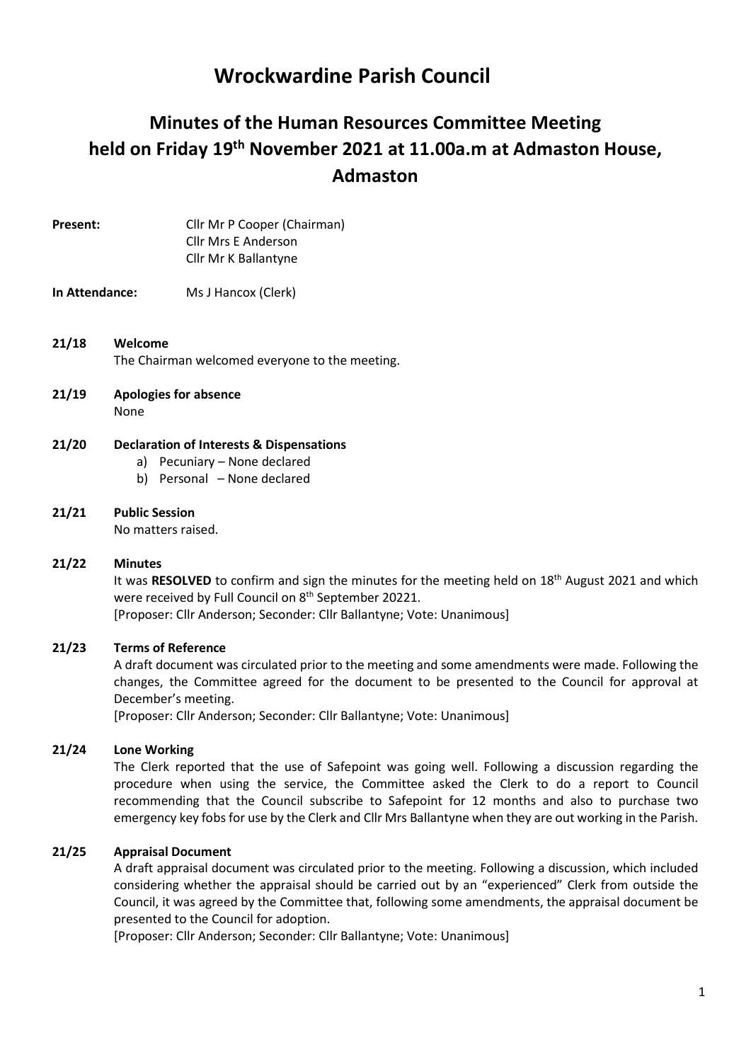# Wrockwardine Parish Council

## Minutes of the Human Resources Committee Meeting held on Friday 19th November 2021 at 11.00a.m at Admaston House, Admaston

**Present:** Cllr Mr P Cooper (Chairman)
Cllr Mrs E Anderson
Cllr Mr K Ballantyne

**In Attendance:** Ms J Hancox (Clerk)

**21/18 Welcome**

The Chairman welcomed everyone to the meeting.

**21/19 Apologies for absence**

None

**21/20 Declaration of Interests & Dispensations**

a) Pecuniary – None declared
b) Personal – None declared

**21/21 Public Session**

No matters raised.

**21/22 Minutes**

It was **RESOLVED** to confirm and sign the minutes for the meeting held on 18th August 2021 and which were received by Full Council on 8th September 20221.
[Proposer: Cllr Anderson; Seconder: Cllr Ballantyne; Vote: Unanimous]

**21/23 Terms of Reference**

A draft document was circulated prior to the meeting and some amendments were made. Following the changes, the Committee agreed for the document to be presented to the Council for approval at December's meeting.
[Proposer: Cllr Anderson; Seconder: Cllr Ballantyne; Vote: Unanimous]

**21/24 Lone Working**

The Clerk reported that the use of Safepoint was going well. Following a discussion regarding the procedure when using the service, the Committee asked the Clerk to do a report to Council recommending that the Council subscribe to Safepoint for 12 months and also to purchase two emergency key fobs for use by the Clerk and Cllr Mrs Ballantyne when they are out working in the Parish.

**21/25 Appraisal Document**

A draft appraisal document was circulated prior to the meeting. Following a discussion, which included considering whether the appraisal should be carried out by an "experienced" Clerk from outside the Council, it was agreed by the Committee that, following some amendments, the appraisal document be presented to the Council for adoption.
[Proposer: Cllr Anderson; Seconder: Cllr Ballantyne; Vote: Unanimous]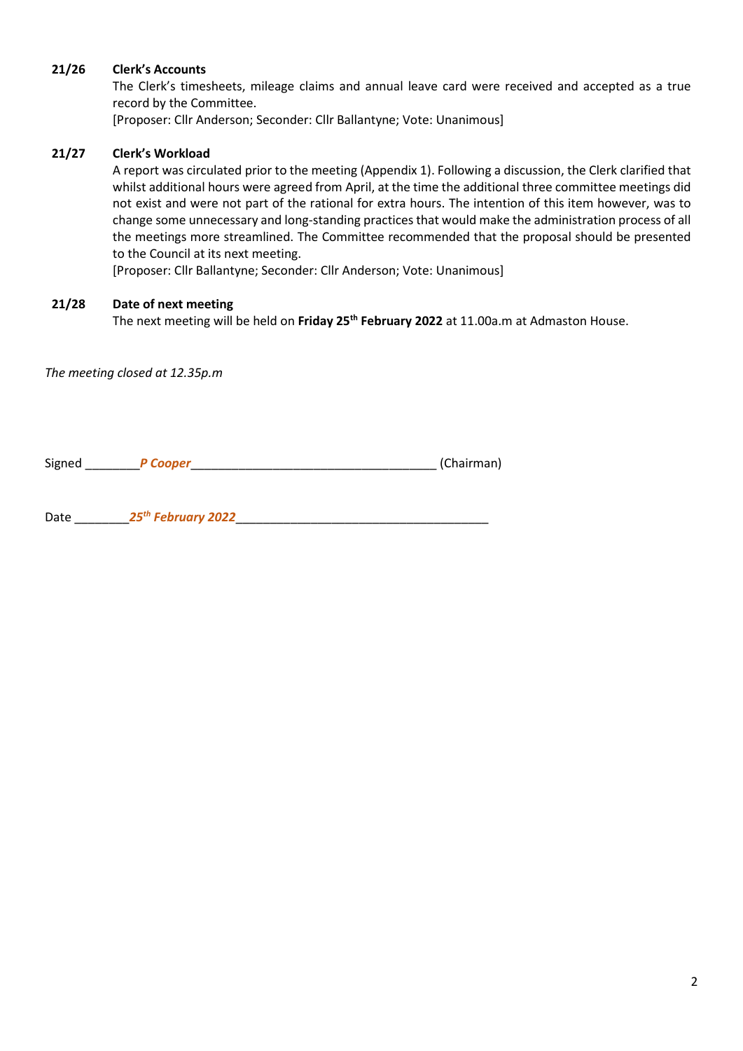**21/26 Clerk's Accounts**

The Clerk's timesheets, mileage claims and annual leave card were received and accepted as a true record by the Committee.
[Proposer: Cllr Anderson; Seconder: Cllr Ballantyne; Vote: Unanimous]

**21/27 Clerk's Workload**

A report was circulated prior to the meeting (Appendix 1). Following a discussion, the Clerk clarified that whilst additional hours were agreed from April, at the time the additional three committee meetings did not exist and were not part of the rational for extra hours. The intention of this item however, was to change some unnecessary and long-standing practices that would make the administration process of all the meetings more streamlined. The Committee recommended that the proposal should be presented to the Council at its next meeting.
[Proposer: Cllr Ballantyne; Seconder: Cllr Anderson; Vote: Unanimous]

**21/28 Date of next meeting**

The next meeting will be held on **Friday 25th February 2022** at 11.00a.m at Admaston House.

*The meeting closed at 12.35p.m*

Signed ________***P Cooper***___________________________________ (Chairman)

Date ________***25th February 2022***____________________________________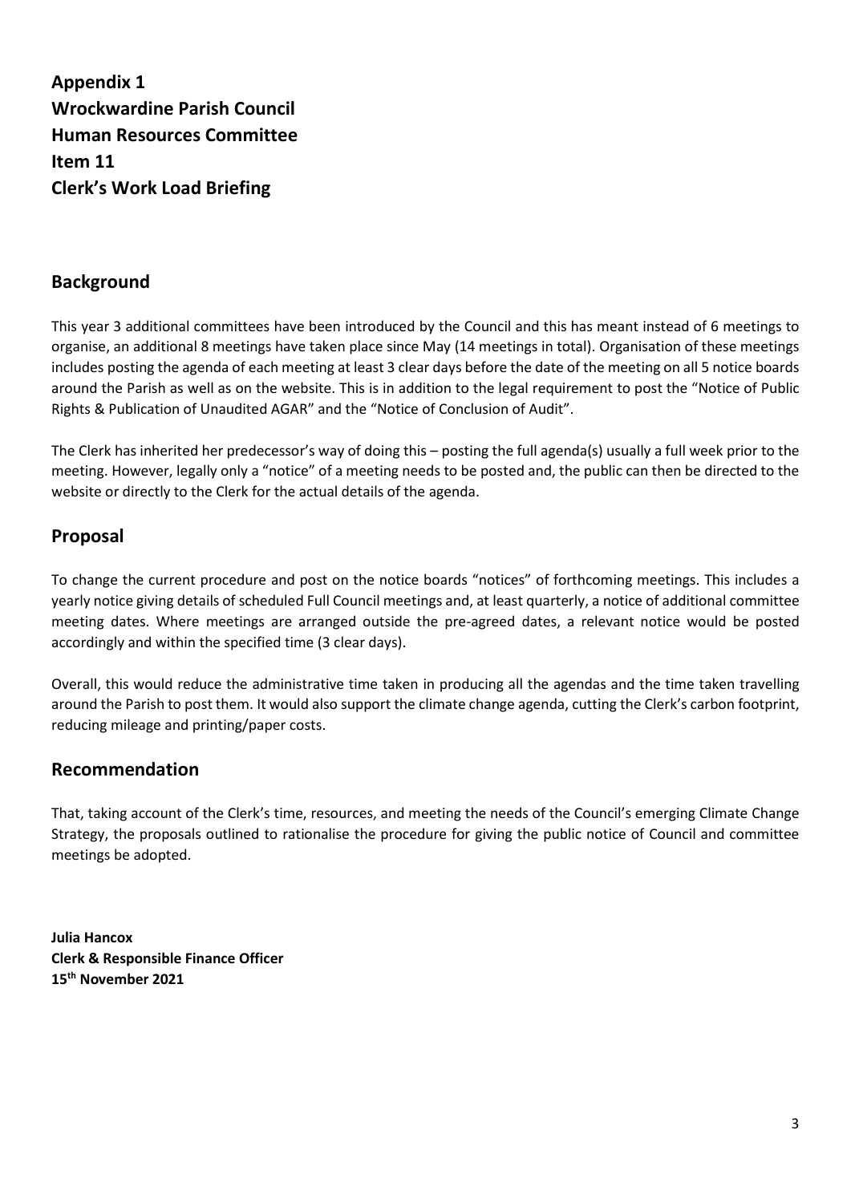**Appendix 1**
**Wrockwardine Parish Council**
**Human Resources Committee**
**Item 11**
**Clerk's Work Load Briefing**

## Background

This year 3 additional committees have been introduced by the Council and this has meant instead of 6 meetings to organise, an additional 8 meetings have taken place since May (14 meetings in total). Organisation of these meetings includes posting the agenda of each meeting at least 3 clear days before the date of the meeting on all 5 notice boards around the Parish as well as on the website. This is in addition to the legal requirement to post the "Notice of Public Rights & Publication of Unaudited AGAR" and the "Notice of Conclusion of Audit".

The Clerk has inherited her predecessor's way of doing this – posting the full agenda(s) usually a full week prior to the meeting. However, legally only a "notice" of a meeting needs to be posted and, the public can then be directed to the website or directly to the Clerk for the actual details of the agenda.

## Proposal

To change the current procedure and post on the notice boards "notices" of forthcoming meetings. This includes a yearly notice giving details of scheduled Full Council meetings and, at least quarterly, a notice of additional committee meeting dates. Where meetings are arranged outside the pre-agreed dates, a relevant notice would be posted accordingly and within the specified time (3 clear days).

Overall, this would reduce the administrative time taken in producing all the agendas and the time taken travelling around the Parish to post them. It would also support the climate change agenda, cutting the Clerk's carbon footprint, reducing mileage and printing/paper costs.

## Recommendation

That, taking account of the Clerk's time, resources, and meeting the needs of the Council's emerging Climate Change Strategy, the proposals outlined to rationalise the procedure for giving the public notice of Council and committee meetings be adopted.

**Julia Hancox**
**Clerk & Responsible Finance Officer**
**15th November 2021**